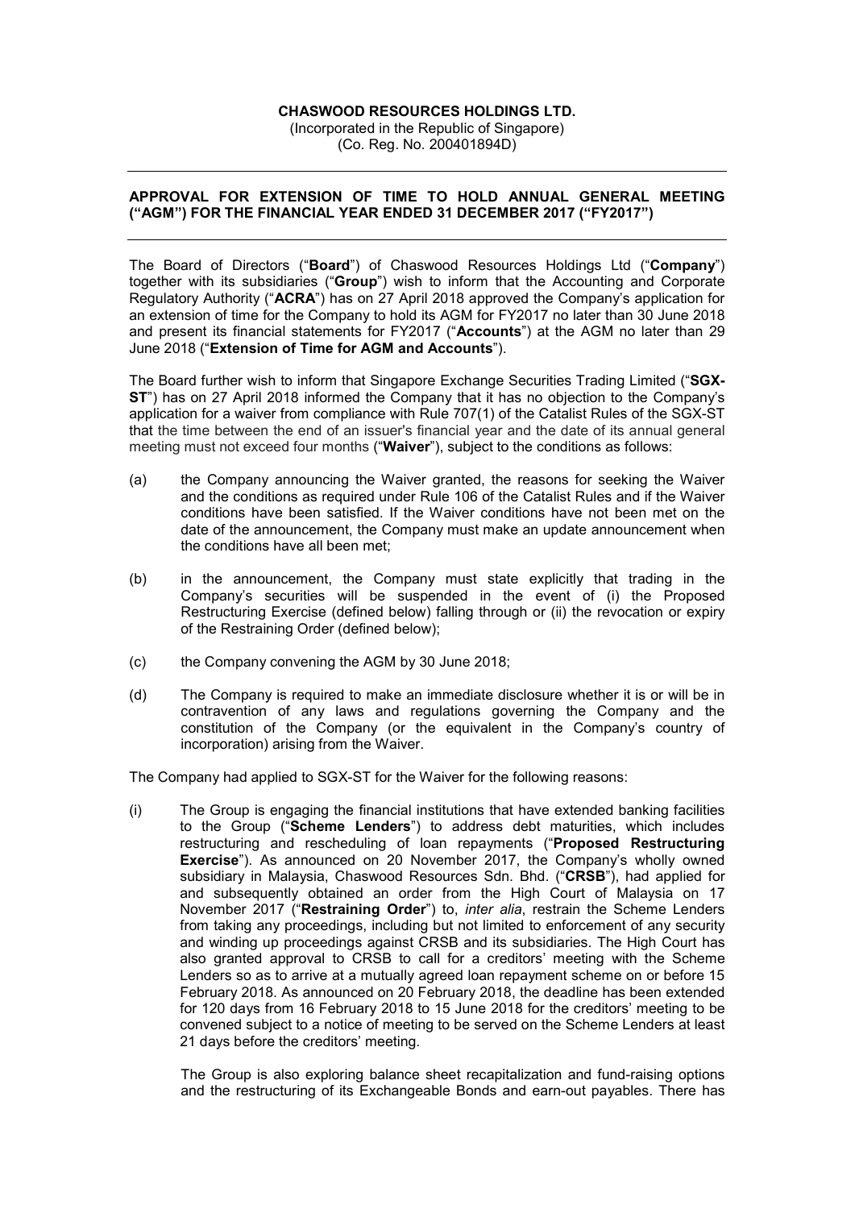**CHASWOOD RESOURCES HOLDINGS LTD.**
(Incorporated in the Republic of Singapore)
(Co. Reg. No. 200401894D)

---

**APPROVAL FOR EXTENSION OF TIME TO HOLD ANNUAL GENERAL MEETING ("AGM") FOR THE FINANCIAL YEAR ENDED 31 DECEMBER 2017 ("FY2017")**

---

The Board of Directors ("**Board**") of Chaswood Resources Holdings Ltd ("**Company**") together with its subsidiaries ("**Group**") wish to inform that the Accounting and Corporate Regulatory Authority ("**ACRA**") has on 27 April 2018 approved the Company's application for an extension of time for the Company to hold its AGM for FY2017 no later than 30 June 2018 and present its financial statements for FY2017 ("**Accounts**") at the AGM no later than 29 June 2018 ("**Extension of Time for AGM and Accounts**").

The Board further wish to inform that Singapore Exchange Securities Trading Limited ("**SGX-ST**") has on 27 April 2018 informed the Company that it has no objection to the Company's application for a waiver from compliance with Rule 707(1) of the Catalist Rules of the SGX-ST that the time between the end of an issuer's financial year and the date of its annual general meeting must not exceed four months ("**Waiver**"), subject to the conditions as follows:

(a) the Company announcing the Waiver granted, the reasons for seeking the Waiver and the conditions as required under Rule 106 of the Catalist Rules and if the Waiver conditions have been satisfied. If the Waiver conditions have not been met on the date of the announcement, the Company must make an update announcement when the conditions have all been met;

(b) in the announcement, the Company must state explicitly that trading in the Company's securities will be suspended in the event of (i) the Proposed Restructuring Exercise (defined below) falling through or (ii) the revocation or expiry of the Restraining Order (defined below);

(c) the Company convening the AGM by 30 June 2018;

(d) The Company is required to make an immediate disclosure whether it is or will be in contravention of any laws and regulations governing the Company and the constitution of the Company (or the equivalent in the Company's country of incorporation) arising from the Waiver.

The Company had applied to SGX-ST for the Waiver for the following reasons:

(i) The Group is engaging the financial institutions that have extended banking facilities to the Group ("**Scheme Lenders**") to address debt maturities, which includes restructuring and rescheduling of loan repayments ("**Proposed Restructuring Exercise**"). As announced on 20 November 2017, the Company's wholly owned subsidiary in Malaysia, Chaswood Resources Sdn. Bhd. ("**CRSB**"), had applied for and subsequently obtained an order from the High Court of Malaysia on 17 November 2017 ("**Restraining Order**") to, *inter alia*, restrain the Scheme Lenders from taking any proceedings, including but not limited to enforcement of any security and winding up proceedings against CRSB and its subsidiaries. The High Court has also granted approval to CRSB to call for a creditors' meeting with the Scheme Lenders so as to arrive at a mutually agreed loan repayment scheme on or before 15 February 2018. As announced on 20 February 2018, the deadline has been extended for 120 days from 16 February 2018 to 15 June 2018 for the creditors' meeting to be convened subject to a notice of meeting to be served on the Scheme Lenders at least 21 days before the creditors' meeting.

   The Group is also exploring balance sheet recapitalization and fund-raising options and the restructuring of its Exchangeable Bonds and earn-out payables. There has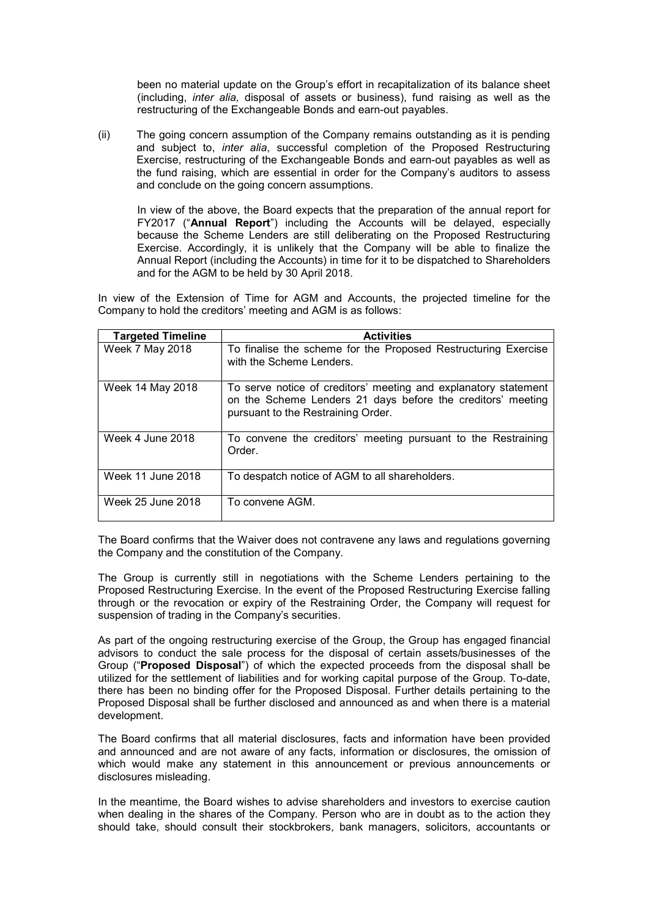been no material update on the Group's effort in recapitalization of its balance sheet (including, *inter alia,* disposal of assets or business), fund raising as well as the restructuring of the Exchangeable Bonds and earn-out payables.

(ii) The going concern assumption of the Company remains outstanding as it is pending and subject to, *inter alia*, successful completion of the Proposed Restructuring Exercise, restructuring of the Exchangeable Bonds and earn-out payables as well as the fund raising, which are essential in order for the Company's auditors to assess and conclude on the going concern assumptions.

In view of the above, the Board expects that the preparation of the annual report for FY2017 ("**Annual Report**") including the Accounts will be delayed, especially because the Scheme Lenders are still deliberating on the Proposed Restructuring Exercise. Accordingly, it is unlikely that the Company will be able to finalize the Annual Report (including the Accounts) in time for it to be dispatched to Shareholders and for the AGM to be held by 30 April 2018.

In view of the Extension of Time for AGM and Accounts, the projected timeline for the Company to hold the creditors' meeting and AGM is as follows:

| Targeted Timeline | Activities |
|---|---|
| Week 7 May 2018 | To finalise the scheme for the Proposed Restructuring Exercise with the Scheme Lenders. |
| Week 14 May 2018 | To serve notice of creditors' meeting and explanatory statement on the Scheme Lenders 21 days before the creditors' meeting pursuant to the Restraining Order. |
| Week 4 June 2018 | To convene the creditors' meeting pursuant to the Restraining Order. |
| Week 11 June 2018 | To despatch notice of AGM to all shareholders. |
| Week 25 June 2018 | To convene AGM. |

The Board confirms that the Waiver does not contravene any laws and regulations governing the Company and the constitution of the Company.

The Group is currently still in negotiations with the Scheme Lenders pertaining to the Proposed Restructuring Exercise. In the event of the Proposed Restructuring Exercise falling through or the revocation or expiry of the Restraining Order, the Company will request for suspension of trading in the Company's securities.

As part of the ongoing restructuring exercise of the Group, the Group has engaged financial advisors to conduct the sale process for the disposal of certain assets/businesses of the Group ("**Proposed Disposal**") of which the expected proceeds from the disposal shall be utilized for the settlement of liabilities and for working capital purpose of the Group. To-date, there has been no binding offer for the Proposed Disposal. Further details pertaining to the Proposed Disposal shall be further disclosed and announced as and when there is a material development.

The Board confirms that all material disclosures, facts and information have been provided and announced and are not aware of any facts, information or disclosures, the omission of which would make any statement in this announcement or previous announcements or disclosures misleading.

In the meantime, the Board wishes to advise shareholders and investors to exercise caution when dealing in the shares of the Company. Person who are in doubt as to the action they should take, should consult their stockbrokers, bank managers, solicitors, accountants or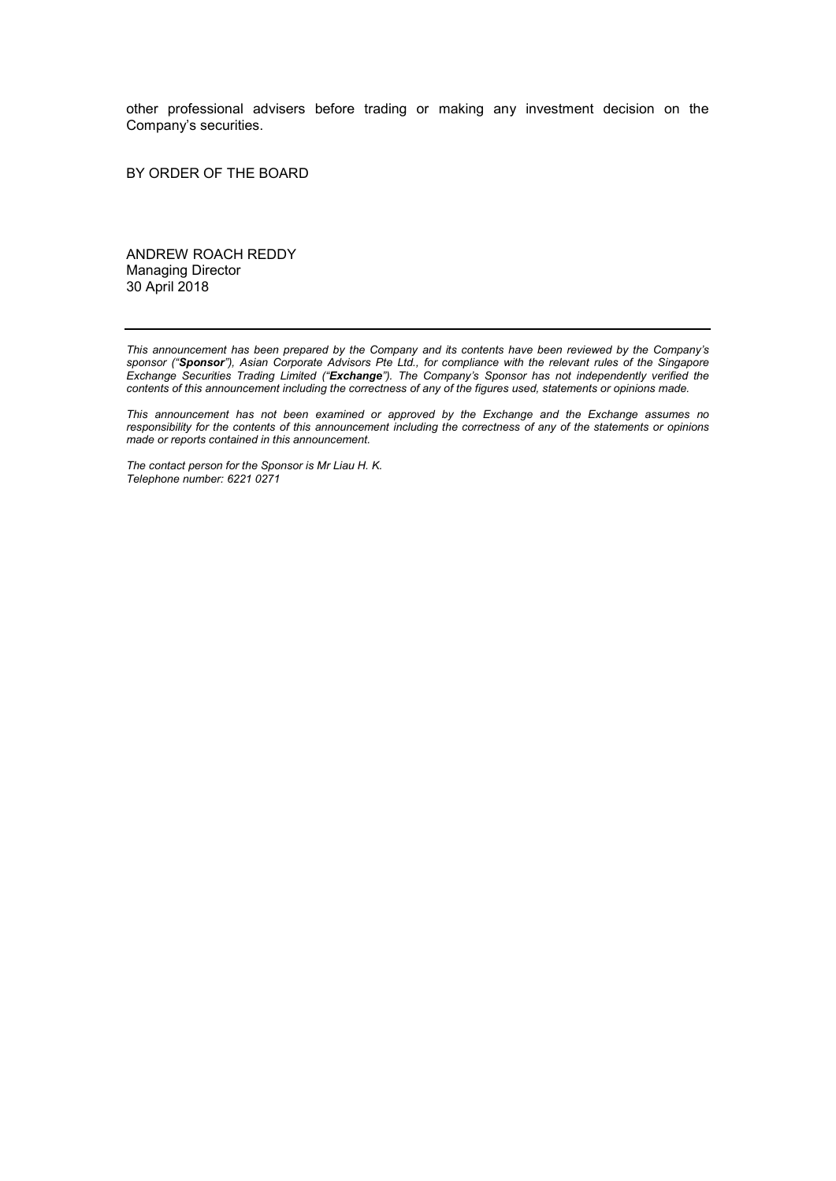other professional advisers before trading or making any investment decision on the Company's securities.

BY ORDER OF THE BOARD

ANDREW ROACH REDDY  
Managing Director  
30 April 2018

---

*This announcement has been prepared by the Company and its contents have been reviewed by the Company's sponsor ("**Sponsor**"), Asian Corporate Advisors Pte Ltd., for compliance with the relevant rules of the Singapore Exchange Securities Trading Limited ("**Exchange**"). The Company's Sponsor has not independently verified the contents of this announcement including the correctness of any of the figures used, statements or opinions made.*

*This announcement has not been examined or approved by the Exchange and the Exchange assumes no responsibility for the contents of this announcement including the correctness of any of the statements or opinions made or reports contained in this announcement.*

*The contact person for the Sponsor is Mr Liau H. K.*  
*Telephone number: 6221 0271*